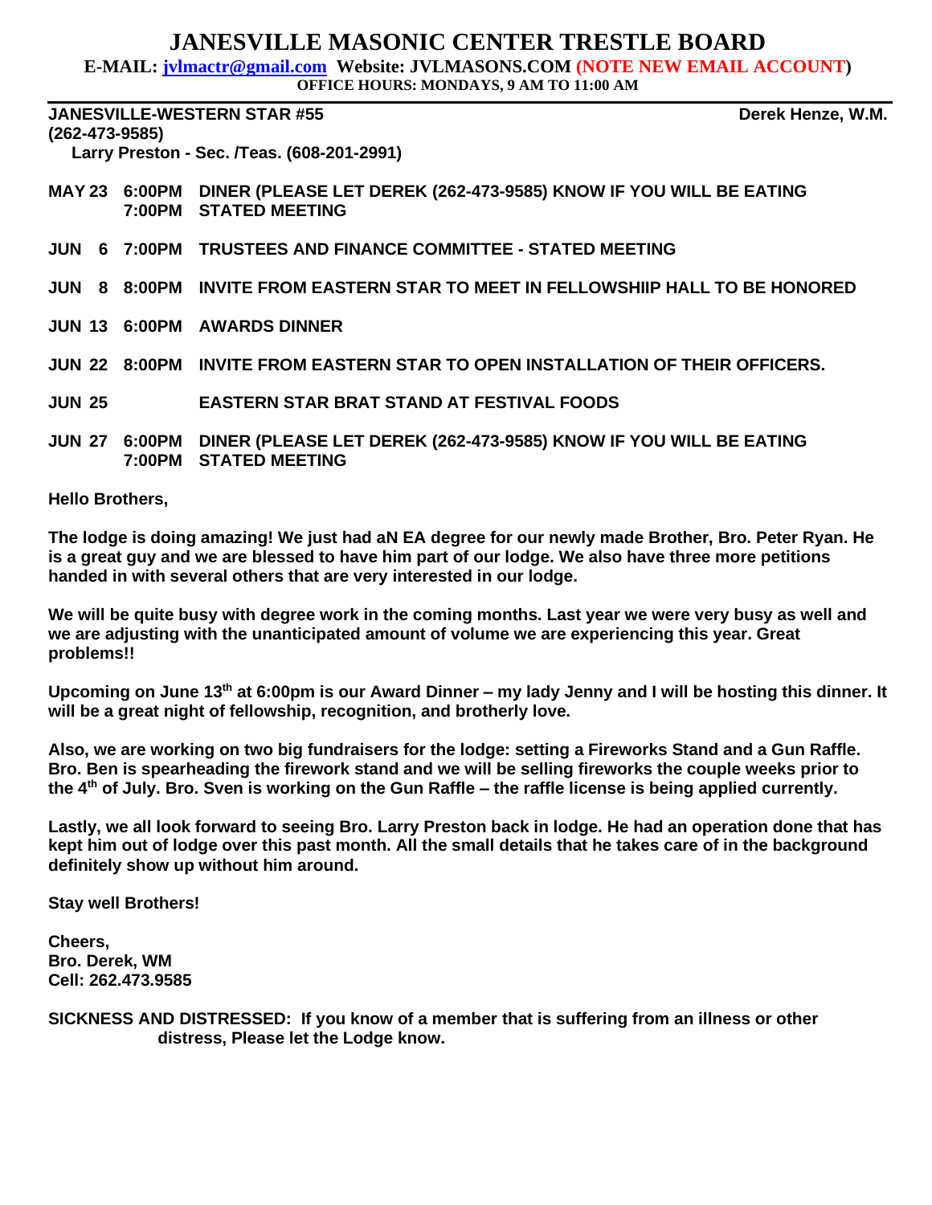# JANESVILLE MASONIC CENTER TRESTLE BOARD

**E-MAIL: jvlmactr@gmail.com Website: JVLMASONS.COM (NOTE NEW EMAIL ACCOUNT)**

**OFFICE HOURS: MONDAYS, 9 AM TO 11:00 AM**

---

**JANESVILLE-WESTERN STAR #55** **Derek Henze, W.M. (262-473-9585)**

**Larry Preston - Sec. /Teas. (608-201-2991)**

| | | |
|---|---|---|
| **MAY 23** | **6:00PM** | **DINER (PLEASE LET DEREK (262-473-9585) KNOW IF YOU WILL BE EATING** |
| | **7:00PM** | **STATED MEETING** |
| **JUN 6** | **7:00PM** | **TRUSTEES AND FINANCE COMMITTEE - STATED MEETING** |
| **JUN 8** | **8:00PM** | **INVITE FROM EASTERN STAR TO MEET IN FELLOWSHIIP HALL TO BE HONORED** |
| **JUN 13** | **6:00PM** | **AWARDS DINNER** |
| **JUN 22** | **8:00PM** | **INVITE FROM EASTERN STAR TO OPEN INSTALLATION OF THEIR OFFICERS.** |
| **JUN 25** | | **EASTERN STAR BRAT STAND AT FESTIVAL FOODS** |
| **JUN 27** | **6:00PM** | **DINER (PLEASE LET DEREK (262-473-9585) KNOW IF YOU WILL BE EATING** |
| | **7:00PM** | **STATED MEETING** |

**Hello Brothers,**

**The lodge is doing amazing! We just had aN EA degree for our newly made Brother, Bro. Peter Ryan. He is a great guy and we are blessed to have him part of our lodge. We also have three more petitions handed in with several others that are very interested in our lodge.**

**We will be quite busy with degree work in the coming months. Last year we were very busy as well and we are adjusting with the unanticipated amount of volume we are experiencing this year. Great problems!!**

**Upcoming on June 13th at 6:00pm is our Award Dinner – my lady Jenny and I will be hosting this dinner. It will be a great night of fellowship, recognition, and brotherly love.**

**Also, we are working on two big fundraisers for the lodge: setting a Fireworks Stand and a Gun Raffle. Bro. Ben is spearheading the firework stand and we will be selling fireworks the couple weeks prior to the 4th of July. Bro. Sven is working on the Gun Raffle – the raffle license is being applied currently.**

**Lastly, we all look forward to seeing Bro. Larry Preston back in lodge. He had an operation done that has kept him out of lodge over this past month. All the small details that he takes care of in the background definitely show up without him around.**

**Stay well Brothers!**

**Cheers,**
**Bro. Derek, WM**
**Cell: 262.473.9585**

**SICKNESS AND DISTRESSED: If you know of a member that is suffering from an illness or other distress, Please let the Lodge know.**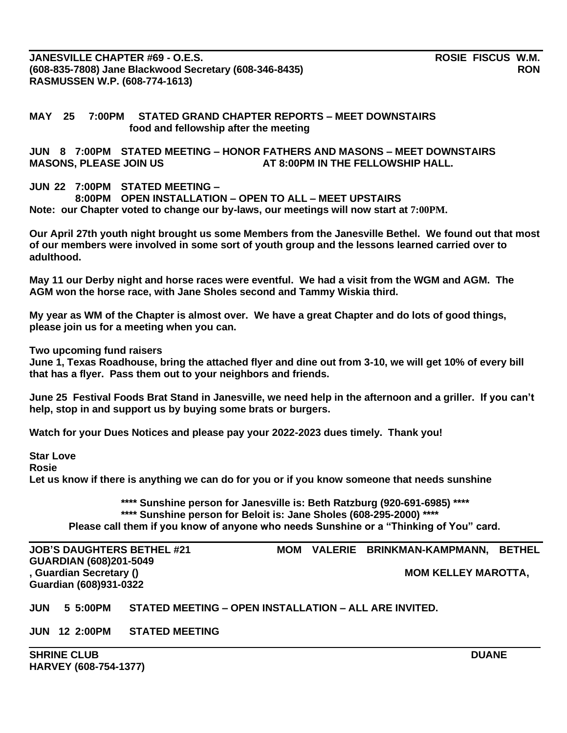**JANESVILLE CHAPTER #69 - O.E.S. ROSIE FISCUS W.M. (608-835-7808) Jane Blackwood Secretary (608-346-8435) RON RASMUSSEN W.P. (608-774-1613)**

**MAY 25 7:00PM STATED GRAND CHAPTER REPORTS – MEET DOWNSTAIRS**
**food and fellowship after the meeting**

**JUN 8 7:00PM STATED MEETING – HONOR FATHERS AND MASONS – MEET DOWNSTAIRS MASONS, PLEASE JOIN US AT 8:00PM IN THE FELLOWSHIP HALL.**

**JUN 22 7:00PM STATED MEETING –**
**8:00PM OPEN INSTALLATION – OPEN TO ALL – MEET UPSTAIRS**
**Note: our Chapter voted to change our by-laws, our meetings will now start at 7:00PM.**

**Our April 27th youth night brought us some Members from the Janesville Bethel. We found out that most of our members were involved in some sort of youth group and the lessons learned carried over to adulthood.**

**May 11 our Derby night and horse races were eventful. We had a visit from the WGM and AGM. The AGM won the horse race, with Jane Sholes second and Tammy Wiskia third.**

**My year as WM of the Chapter is almost over. We have a great Chapter and do lots of good things, please join us for a meeting when you can.**

**Two upcoming fund raisers**
**June 1, Texas Roadhouse, bring the attached flyer and dine out from 3-10, we will get 10% of every bill that has a flyer. Pass them out to your neighbors and friends.**

**June 25 Festival Foods Brat Stand in Janesville, we need help in the afternoon and a griller. If you can't help, stop in and support us by buying some brats or burgers.**

**Watch for your Dues Notices and please pay your 2022-2023 dues timely. Thank you!**

**Star Love**
**Rosie**
**Let us know if there is anything we can do for you or if you know someone that needs sunshine**

**\*\*\*\* Sunshine person for Janesville is: Beth Ratzburg (920-691-6985) \*\*\*\***
**\*\*\*\* Sunshine person for Beloit is: Jane Sholes (608-295-2000) \*\*\*\***
**Please call them if you know of anyone who needs Sunshine or a "Thinking of You" card.**

---

**JOB'S DAUGHTERS BETHEL #21 MOM VALERIE BRINKMAN-KAMPMANN, BETHEL GUARDIAN (608)201-5049 , Guardian Secretary () MOM KELLEY MAROTTA, Guardian (608)931-0322**

**JUN 5 5:00PM STATED MEETING – OPEN INSTALLATION – ALL ARE INVITED.**

**JUN 12 2:00PM STATED MEETING**

---

**SHRINE CLUB DUANE HARVEY (608-754-1377)**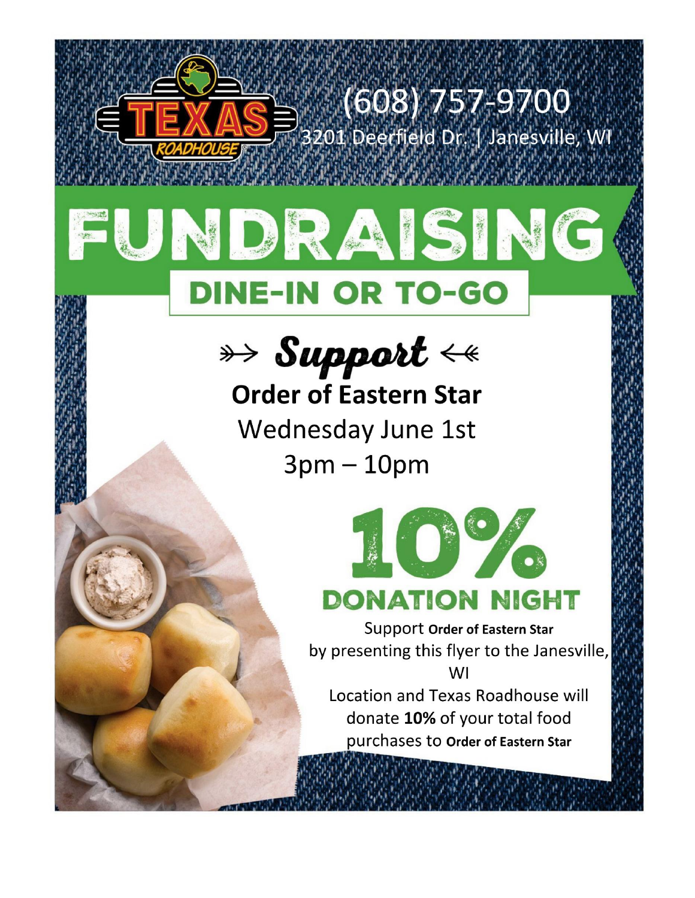TEXAS ROADHOUSE

(608) 757-9700

3201 Deerfield Dr. | Janesville, WI

# FUNDRAISING

## DINE-IN OR TO-GO

### Support

**Order of Eastern Star**

Wednesday June 1st

3pm – 10pm

# 10%

## DONATION NIGHT

Support **Order of Eastern Star** by presenting this flyer to the Janesville, WI Location and Texas Roadhouse will donate **10%** of your total food purchases to **Order of Eastern Star**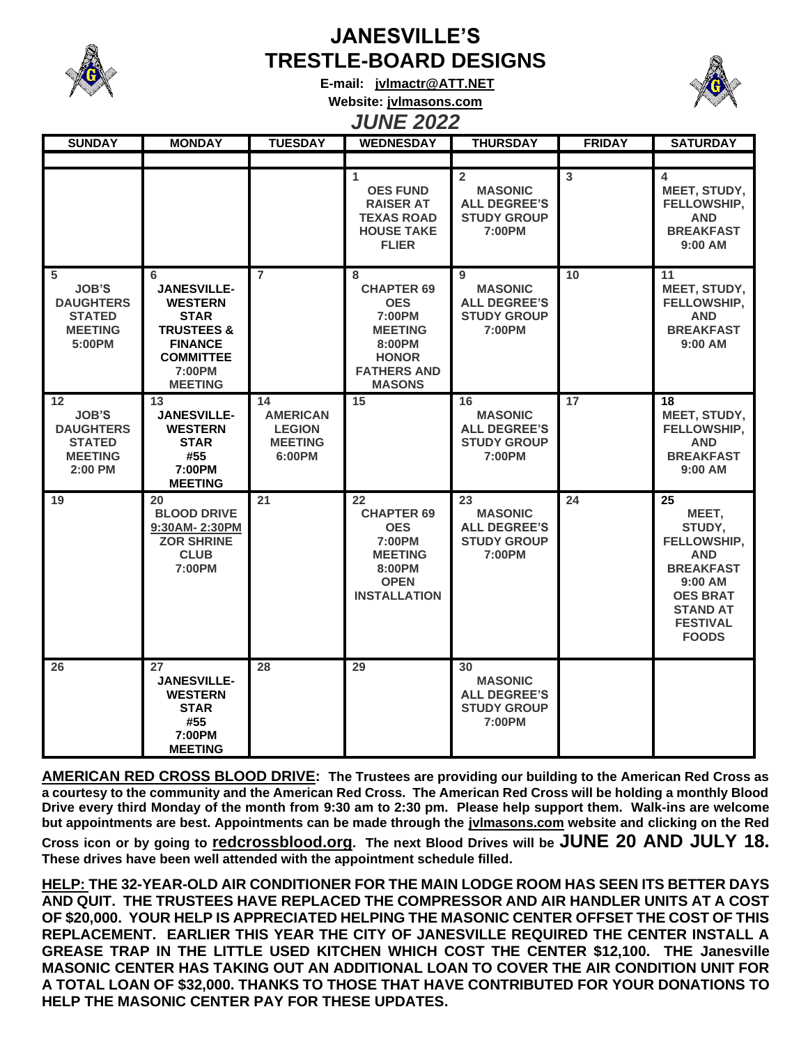# JANESVILLE'S TRESTLE-BOARD DESIGNS

**E-mail: jvlmactr@ATT.NET**

**Website: jvlmasons.com**

## *JUNE 2022*

| SUNDAY | MONDAY | TUESDAY | WEDNESDAY | THURSDAY | FRIDAY | SATURDAY |
|---|---|---|---|---|---|---|
| | | | | | | |
| | | | 1 OES FUND RAISER AT TEXAS ROAD HOUSE TAKE FLIER | 2 MASONIC ALL DEGREE'S STUDY GROUP 7:00PM | 3 | 4 MEET, STUDY, FELLOWSHIP, AND BREAKFAST 9:00 AM |
| 5 JOB'S DAUGHTERS STATED MEETING 5:00PM | 6 JANESVILLE-WESTERN STAR TRUSTEES & FINANCE COMMITTEE 7:00PM MEETING | 7 | 8 CHAPTER 69 OES 7:00PM MEETING 8:00PM HONOR FATHERS AND MASONS | 9 MASONIC ALL DEGREE'S STUDY GROUP 7:00PM | 10 | 11 MEET, STUDY, FELLOWSHIP, AND BREAKFAST 9:00 AM |
| 12 JOB'S DAUGHTERS STATED MEETING 2:00 PM | 13 JANESVILLE-WESTERN STAR #55 7:00PM MEETING | 14 AMERICAN LEGION MEETING 6:00PM | 15 | 16 MASONIC ALL DEGREE'S STUDY GROUP 7:00PM | 17 | 18 MEET, STUDY, FELLOWSHIP, AND BREAKFAST 9:00 AM |
| 19 | 20 BLOOD DRIVE 9:30AM- 2:30PM ZOR SHRINE CLUB 7:00PM | 21 | 22 CHAPTER 69 OES 7:00PM MEETING 8:00PM OPEN INSTALLATION | 23 MASONIC ALL DEGREE'S STUDY GROUP 7:00PM | 24 | 25 MEET, STUDY, FELLOWSHIP, AND BREAKFAST 9:00 AM OES BRAT STAND AT FESTIVAL FOODS |
| 26 | 27 JANESVILLE-WESTERN STAR #55 7:00PM MEETING | 28 | 29 | 30 MASONIC ALL DEGREE'S STUDY GROUP 7:00PM | | |

**AMERICAN RED CROSS BLOOD DRIVE: The Trustees are providing our building to the American Red Cross as a courtesy to the community and the American Red Cross. The American Red Cross will be holding a monthly Blood Drive every third Monday of the month from 9:30 am to 2:30 pm. Please help support them. Walk-ins are welcome but appointments are best. Appointments can be made through the jvlmasons.com website and clicking on the Red Cross icon or by going to redcrossblood.org. The next Blood Drives will be JUNE 20 AND JULY 18. These drives have been well attended with the appointment schedule filled.**

**HELP: THE 32-YEAR-OLD AIR CONDITIONER FOR THE MAIN LODGE ROOM HAS SEEN ITS BETTER DAYS AND QUIT. THE TRUSTEES HAVE REPLACED THE COMPRESSOR AND AIR HANDLER UNITS AT A COST OF $20,000. YOUR HELP IS APPRECIATED HELPING THE MASONIC CENTER OFFSET THE COST OF THIS REPLACEMENT. EARLIER THIS YEAR THE CITY OF JANESVILLE REQUIRED THE CENTER INSTALL A GREASE TRAP IN THE LITTLE USED KITCHEN WHICH COST THE CENTER $12,100. THE Janesville MASONIC CENTER HAS TAKING OUT AN ADDITIONAL LOAN TO COVER THE AIR CONDITION UNIT FOR A TOTAL LOAN OF $32,000. THANKS TO THOSE THAT HAVE CONTRIBUTED FOR YOUR DONATIONS TO HELP THE MASONIC CENTER PAY FOR THESE UPDATES.**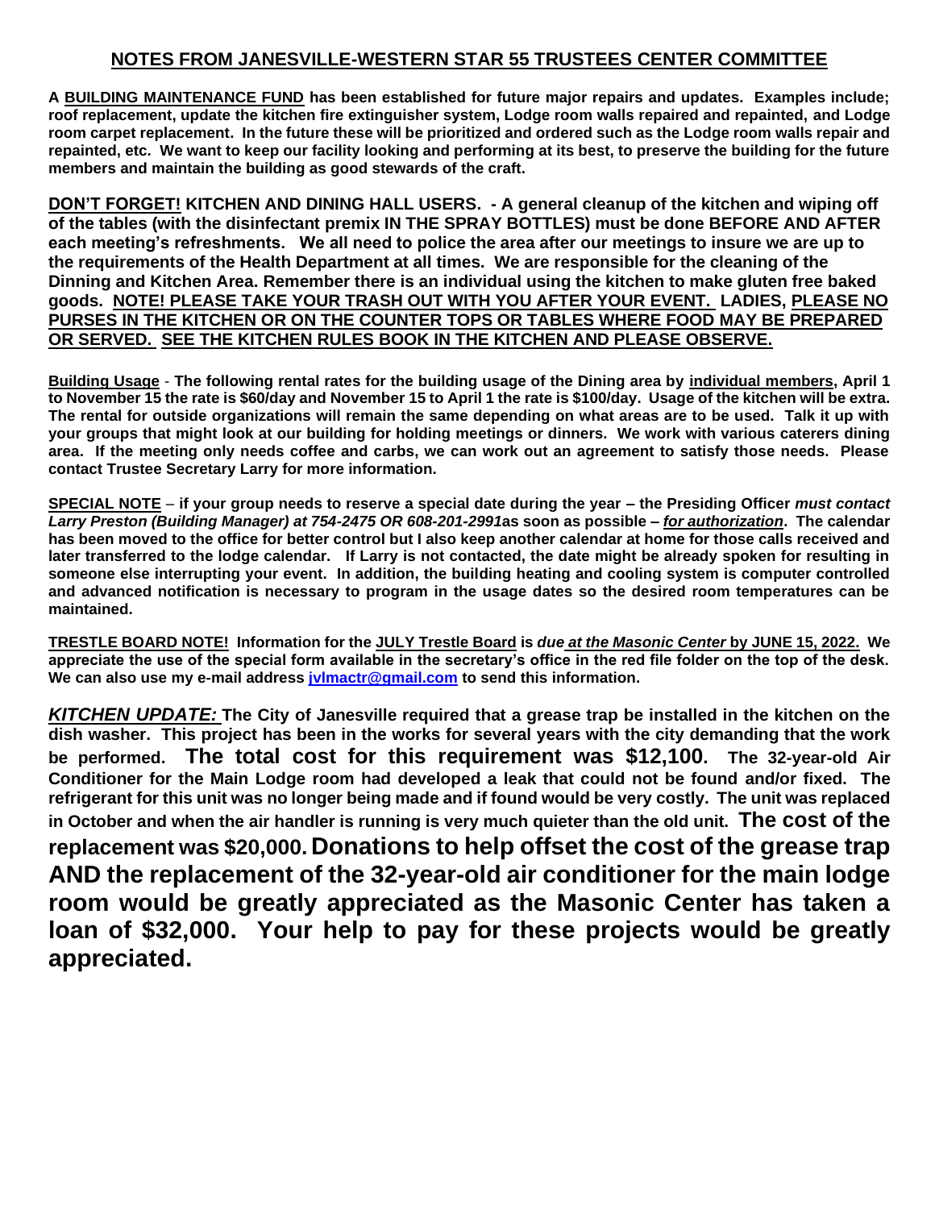## NOTES FROM JANESVILLE-WESTERN STAR 55 TRUSTEES CENTER COMMITTEE

**A BUILDING MAINTENANCE FUND has been established for future major repairs and updates. Examples include; roof replacement, update the kitchen fire extinguisher system, Lodge room walls repaired and repainted, and Lodge room carpet replacement. In the future these will be prioritized and ordered such as the Lodge room walls repair and repainted, etc. We want to keep our facility looking and performing at its best, to preserve the building for the future members and maintain the building as good stewards of the craft.**

**DON'T FORGET! KITCHEN AND DINING HALL USERS. - A general cleanup of the kitchen and wiping off of the tables (with the disinfectant premix IN THE SPRAY BOTTLES) must be done BEFORE AND AFTER each meeting's refreshments. We all need to police the area after our meetings to insure we are up to the requirements of the Health Department at all times. We are responsible for the cleaning of the Dinning and Kitchen Area. Remember there is an individual using the kitchen to make gluten free baked goods. NOTE! PLEASE TAKE YOUR TRASH OUT WITH YOU AFTER YOUR EVENT. LADIES, PLEASE NO PURSES IN THE KITCHEN OR ON THE COUNTER TOPS OR TABLES WHERE FOOD MAY BE PREPARED OR SERVED. SEE THE KITCHEN RULES BOOK IN THE KITCHEN AND PLEASE OBSERVE.**

**Building Usage - The following rental rates for the building usage of the Dining area by individual members, April 1 to November 15 the rate is $60/day and November 15 to April 1 the rate is $100/day. Usage of the kitchen will be extra. The rental for outside organizations will remain the same depending on what areas are to be used. Talk it up with your groups that might look at our building for holding meetings or dinners. We work with various caterers dining area. If the meeting only needs coffee and carbs, we can work out an agreement to satisfy those needs. Please contact Trustee Secretary Larry for more information.**

**SPECIAL NOTE – if your group needs to reserve a special date during the year – the Presiding Officer *must contact Larry Preston (Building Manager) at 754-2475 OR 608-201-2991*as soon as possible – *for authorization*. The calendar has been moved to the office for better control but I also keep another calendar at home for those calls received and later transferred to the lodge calendar. If Larry is not contacted, the date might be already spoken for resulting in someone else interrupting your event. In addition, the building heating and cooling system is computer controlled and advanced notification is necessary to program in the usage dates so the desired room temperatures can be maintained.**

**TRESTLE BOARD NOTE! Information for the JULY Trestle Board is *due at the Masonic Center* by JUNE 15, 2022. We appreciate the use of the special form available in the secretary's office in the red file folder on the top of the desk. We can also use my e-mail address jvlmactr@gmail.com to send this information.**

***KITCHEN UPDATE:*** **The City of Janesville required that a grease trap be installed in the kitchen on the dish washer. This project has been in the works for several years with the city demanding that the work be performed. The total cost for this requirement was $12,100. The 32-year-old Air Conditioner for the Main Lodge room had developed a leak that could not be found and/or fixed. The refrigerant for this unit was no longer being made and if found would be very costly. The unit was replaced in October and when the air handler is running is very much quieter than the old unit. The cost of the replacement was $20,000. Donations to help offset the cost of the grease trap AND the replacement of the 32-year-old air conditioner for the main lodge room would be greatly appreciated as the Masonic Center has taken a loan of $32,000. Your help to pay for these projects would be greatly appreciated.**